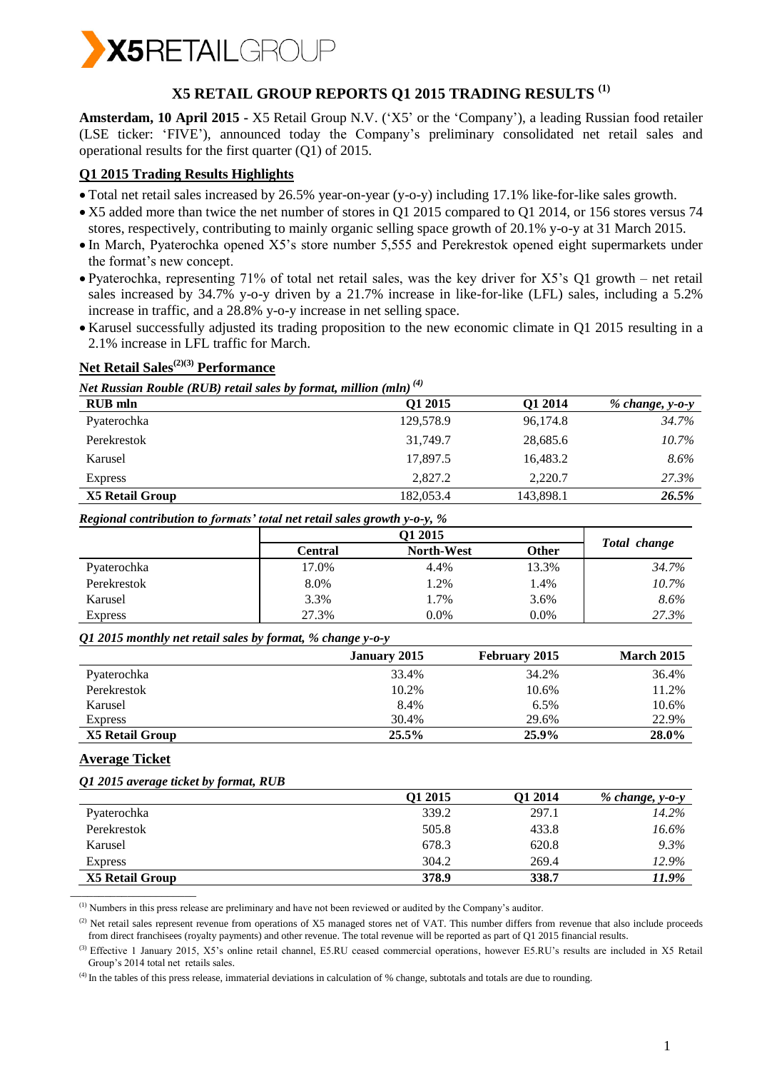# X5 RETAIL GROUP REPORTS Q1 2015 TRADING RESULTS [(1)]

**Amsterdam, 10 April 2015 -** X5 Retail Group N.V. ('X5' or the 'Company'), a leading Russian food retailer (LSE ticker: 'FIVE'), announced today the Company's preliminary consolidated net retail sales and operational results for the first quarter (Q1) of 2015.

## Q1 2015 Trading Results Highlights

- Total net retail sales increased by 26.5% year-on-year (y-o-y) including 17.1% like-for-like sales growth.
- X5 added more than twice the net number of stores in Q1 2015 compared to Q1 2014, or 156 stores versus 74 stores, respectively, contributing to mainly organic selling space growth of 20.1% y-o-y at 31 March 2015.
- In March, Pyaterochka opened X5's store number 5,555 and Perekrestok opened eight supermarkets under the format's new concept.
- Pyaterochka, representing 71% of total net retail sales, was the key driver for X5's Q1 growth – net retail sales increased by 34.7% y-o-y driven by a 21.7% increase in like-for-like (LFL) sales, including a 5.2% increase in traffic, and a 28.8% y-o-y increase in net selling space.
- Karusel successfully adjusted its trading proposition to the new economic climate in Q1 2015 resulting in a 2.1% increase in LFL traffic for March.

## Net Retail Sales[(2)(3)] Performance

*Net Russian Rouble (RUB) retail sales by format, million (mln) [(4)]*

| RUB mln | Q1 2015 | Q1 2014 | *% change, y-o-y* |
|---|---|---|---|
| Pyaterochka | 129,578.9 | 96,174.8 | *34.7%* |
| Perekrestok | 31,749.7 | 28,685.6 | *10.7%* |
| Karusel | 17,897.5 | 16,483.2 | *8.6%* |
| Express | 2,827.2 | 2,220.7 | *27.3%* |
| **X5 Retail Group** | 182,053.4 | 143,898.1 | ***26.5%*** |

*Regional contribution to formats' total net retail sales growth y-o-y, %*

| | Q1 2015 | | | *Total change* |
|---|---|---|---|---|
| | **Central** | **North-West** | **Other** | |
| Pyaterochka | 17.0% | 4.4% | 13.3% | *34.7%* |
| Perekrestok | 8.0% | 1.2% | 1.4% | *10.7%* |
| Karusel | 3.3% | 1.7% | 3.6% | *8.6%* |
| Express | 27.3% | 0.0% | 0.0% | *27.3%* |

*Q1 2015 monthly net retail sales by format, % change y-o-y*

| | January 2015 | February 2015 | March 2015 |
|---|---|---|---|
| Pyaterochka | 33.4% | 34.2% | 36.4% |
| Perekrestok | 10.2% | 10.6% | 11.2% |
| Karusel | 8.4% | 6.5% | 10.6% |
| Express | 30.4% | 29.6% | 22.9% |
| **X5 Retail Group** | **25.5%** | **25.9%** | **28.0%** |

## Average Ticket

*Q1 2015 average ticket by format, RUB*

| | Q1 2015 | Q1 2014 | *% change, y-o-y* |
|---|---|---|---|
| Pyaterochka | 339.2 | 297.1 | *14.2%* |
| Perekrestok | 505.8 | 433.8 | *16.6%* |
| Karusel | 678.3 | 620.8 | *9.3%* |
| Express | 304.2 | 269.4 | *12.9%* |
| **X5 Retail Group** | **378.9** | **338.7** | ***11.9%*** |

---

[(1)] Numbers in this press release are preliminary and have not been reviewed or audited by the Company's auditor.

[(2)] Net retail sales represent revenue from operations of X5 managed stores net of VAT. This number differs from revenue that also include proceeds from direct franchisees (royalty payments) and other revenue. The total revenue will be reported as part of Q1 2015 financial results.

[(3)] Effective 1 January 2015, X5's online retail channel, E5.RU ceased commercial operations, however E5.RU's results are included in X5 Retail Group's 2014 total net retails sales.

[(4)] In the tables of this press release, immaterial deviations in calculation of % change, subtotals and totals are due to rounding.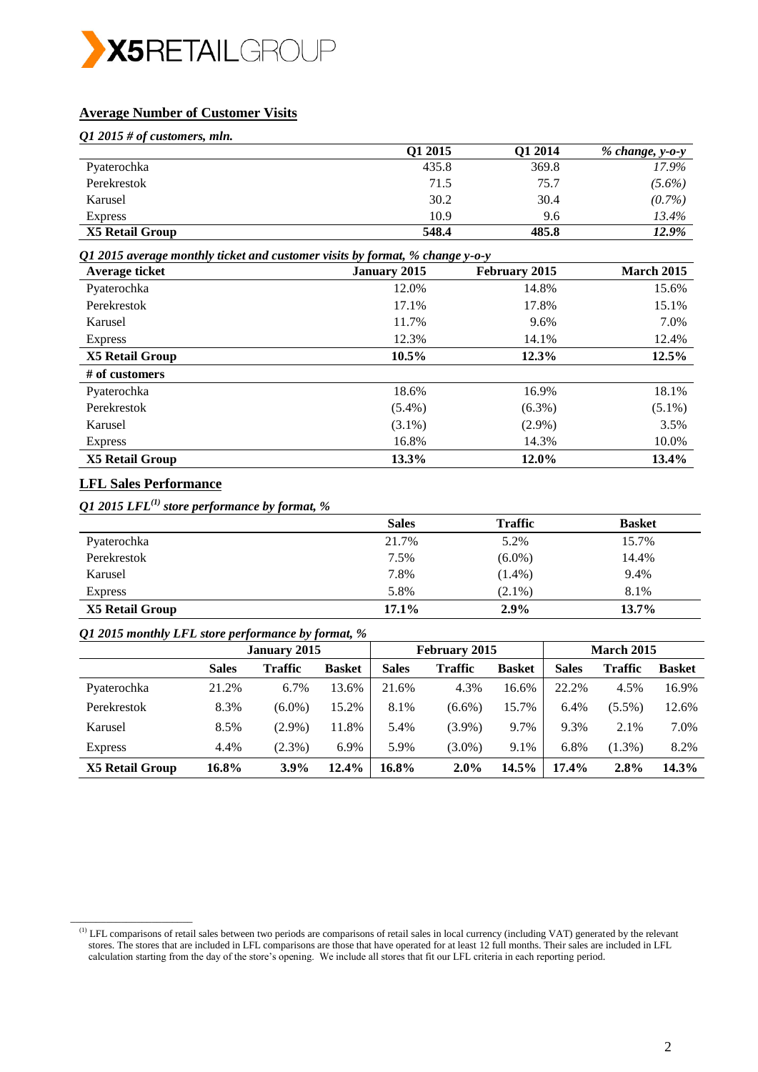## Average Number of Customer Visits

*Q1 2015 # of customers, mln.*

| | Q1 2015 | Q1 2014 | *% change, y-o-y* |
|---|---|---|---|
| Pyaterochka | 435.8 | 369.8 | *17.9%* |
| Perekrestok | 71.5 | 75.7 | *(5.6%)* |
| Karusel | 30.2 | 30.4 | *(0.7%)* |
| Express | 10.9 | 9.6 | *13.4%* |
| **X5 Retail Group** | **548.4** | **485.8** | ***12.9%*** |

*Q1 2015 average monthly ticket and customer visits by format, % change y-o-y*

| **Average ticket** | **January 2015** | **February 2015** | **March 2015** |
|---|---|---|---|
| Pyaterochka | 12.0% | 14.8% | 15.6% |
| Perekrestok | 17.1% | 17.8% | 15.1% |
| Karusel | 11.7% | 9.6% | 7.0% |
| Express | 12.3% | 14.1% | 12.4% |
| **X5 Retail Group** | **10.5%** | **12.3%** | **12.5%** |
| **# of customers** | | | |
| Pyaterochka | 18.6% | 16.9% | 18.1% |
| Perekrestok | (5.4%) | (6.3%) | (5.1%) |
| Karusel | (3.1%) | (2.9%) | 3.5% |
| Express | 16.8% | 14.3% | 10.0% |
| **X5 Retail Group** | **13.3%** | **12.0%** | **13.4%** |

## LFL Sales Performance

*Q1 2015 LFL[(1)] store performance by format, %*

| | Sales | Traffic | Basket |
|---|---|---|---|
| Pyaterochka | 21.7% | 5.2% | 15.7% |
| Perekrestok | 7.5% | (6.0%) | 14.4% |
| Karusel | 7.8% | (1.4%) | 9.4% |
| Express | 5.8% | (2.1%) | 8.1% |
| **X5 Retail Group** | **17.1%** | **2.9%** | **13.7%** |

*Q1 2015 monthly LFL store performance by format, %*

| | January 2015 | | | February 2015 | | | March 2015 | | |
|---|---|---|---|---|---|---|---|---|---|
| | **Sales** | **Traffic** | **Basket** | **Sales** | **Traffic** | **Basket** | **Sales** | **Traffic** | **Basket** |
| Pyaterochka | 21.2% | 6.7% | 13.6% | 21.6% | 4.3% | 16.6% | 22.2% | 4.5% | 16.9% |
| Perekrestok | 8.3% | (6.0%) | 15.2% | 8.1% | (6.6%) | 15.7% | 6.4% | (5.5%) | 12.6% |
| Karusel | 8.5% | (2.9%) | 11.8% | 5.4% | (3.9%) | 9.7% | 9.3% | 2.1% | 7.0% |
| Express | 4.4% | (2.3%) | 6.9% | 5.9% | (3.0%) | 9.1% | 6.8% | (1.3%) | 8.2% |
| **X5 Retail Group** | **16.8%** | **3.9%** | **12.4%** | **16.8%** | **2.0%** | **14.5%** | **17.4%** | **2.8%** | **14.3%** |

(1) LFL comparisons of retail sales between two periods are comparisons of retail sales in local currency (including VAT) generated by the relevant stores. The stores that are included in LFL comparisons are those that have operated for at least 12 full months. Their sales are included in LFL calculation starting from the day of the store's opening. We include all stores that fit our LFL criteria in each reporting period.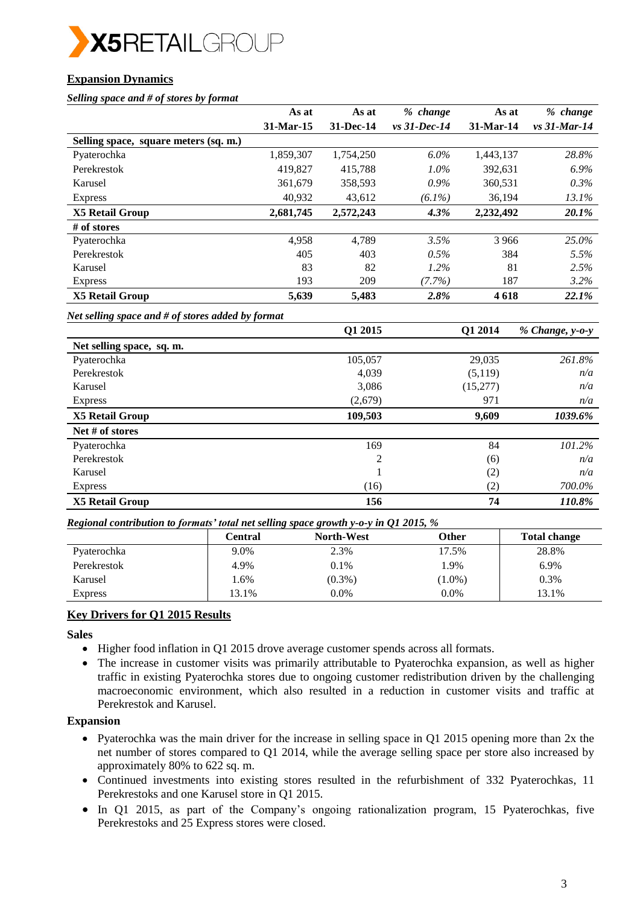## Expansion Dynamics

*Selling space and # of stores by format*

| | As at 31-Mar-15 | As at 31-Dec-14 | *% change vs 31-Dec-14* | As at 31-Mar-14 | *% change vs 31-Mar-14* |
|---|---|---|---|---|---|
| **Selling space, square meters (sq. m.)** | | | | | |
| Pyaterochka | 1,859,307 | 1,754,250 | *6.0%* | 1,443,137 | *28.8%* |
| Perekrestok | 419,827 | 415,788 | *1.0%* | 392,631 | *6.9%* |
| Karusel | 361,679 | 358,593 | *0.9%* | 360,531 | *0.3%* |
| Express | 40,932 | 43,612 | *(6.1%)* | 36,194 | *13.1%* |
| **X5 Retail Group** | **2,681,745** | **2,572,243** | ***4.3%*** | **2,232,492** | ***20.1%*** |
| **# of stores** | | | | | |
| Pyaterochka | 4,958 | 4,789 | *3.5%* | 3 966 | *25.0%* |
| Perekrestok | 405 | 403 | *0.5%* | 384 | *5.5%* |
| Karusel | 83 | 82 | *1.2%* | 81 | *2.5%* |
| Express | 193 | 209 | *(7.7%)* | 187 | *3.2%* |
| **X5 Retail Group** | **5,639** | **5,483** | ***2.8%*** | **4 618** | ***22.1%*** |

*Net selling space and # of stores added by format*

| | Q1 2015 | Q1 2014 | *% Change, y-o-y* |
|---|---|---|---|
| **Net selling space, sq. m.** | | | |
| Pyaterochka | 105,057 | 29,035 | *261.8%* |
| Perekrestok | 4,039 | (5,119) | *n/a* |
| Karusel | 3,086 | (15,277) | *n/a* |
| Express | (2,679) | 971 | *n/a* |
| **X5 Retail Group** | **109,503** | **9,609** | ***1039.6%*** |
| **Net # of stores** | | | |
| Pyaterochka | 169 | 84 | *101.2%* |
| Perekrestok | 2 | (6) | *n/a* |
| Karusel | 1 | (2) | *n/a* |
| Express | (16) | (2) | *700.0%* |
| **X5 Retail Group** | **156** | **74** | ***110.8%*** |

*Regional contribution to formats' total net selling space growth y-o-y in Q1 2015, %*

| | Central | North-West | Other | Total change |
|---|---|---|---|---|
| Pyaterochka | 9.0% | 2.3% | 17.5% | 28.8% |
| Perekrestok | 4.9% | 0.1% | 1.9% | 6.9% |
| Karusel | 1.6% | (0.3%) | (1.0%) | 0.3% |
| Express | 13.1% | 0.0% | 0.0% | 13.1% |

## Key Drivers for Q1 2015 Results

**Sales**

- Higher food inflation in Q1 2015 drove average customer spends across all formats.
- The increase in customer visits was primarily attributable to Pyaterochka expansion, as well as higher traffic in existing Pyaterochka stores due to ongoing customer redistribution driven by the challenging macroeconomic environment, which also resulted in a reduction in customer visits and traffic at Perekrestok and Karusel.

**Expansion**

- Pyaterochka was the main driver for the increase in selling space in Q1 2015 opening more than 2x the net number of stores compared to Q1 2014, while the average selling space per store also increased by approximately 80% to 622 sq. m.
- Continued investments into existing stores resulted in the refurbishment of 332 Pyaterochkas, 11 Perekrestoks and one Karusel store in Q1 2015.
- In Q1 2015, as part of the Company's ongoing rationalization program, 15 Pyaterochkas, five Perekrestoks and 25 Express stores were closed.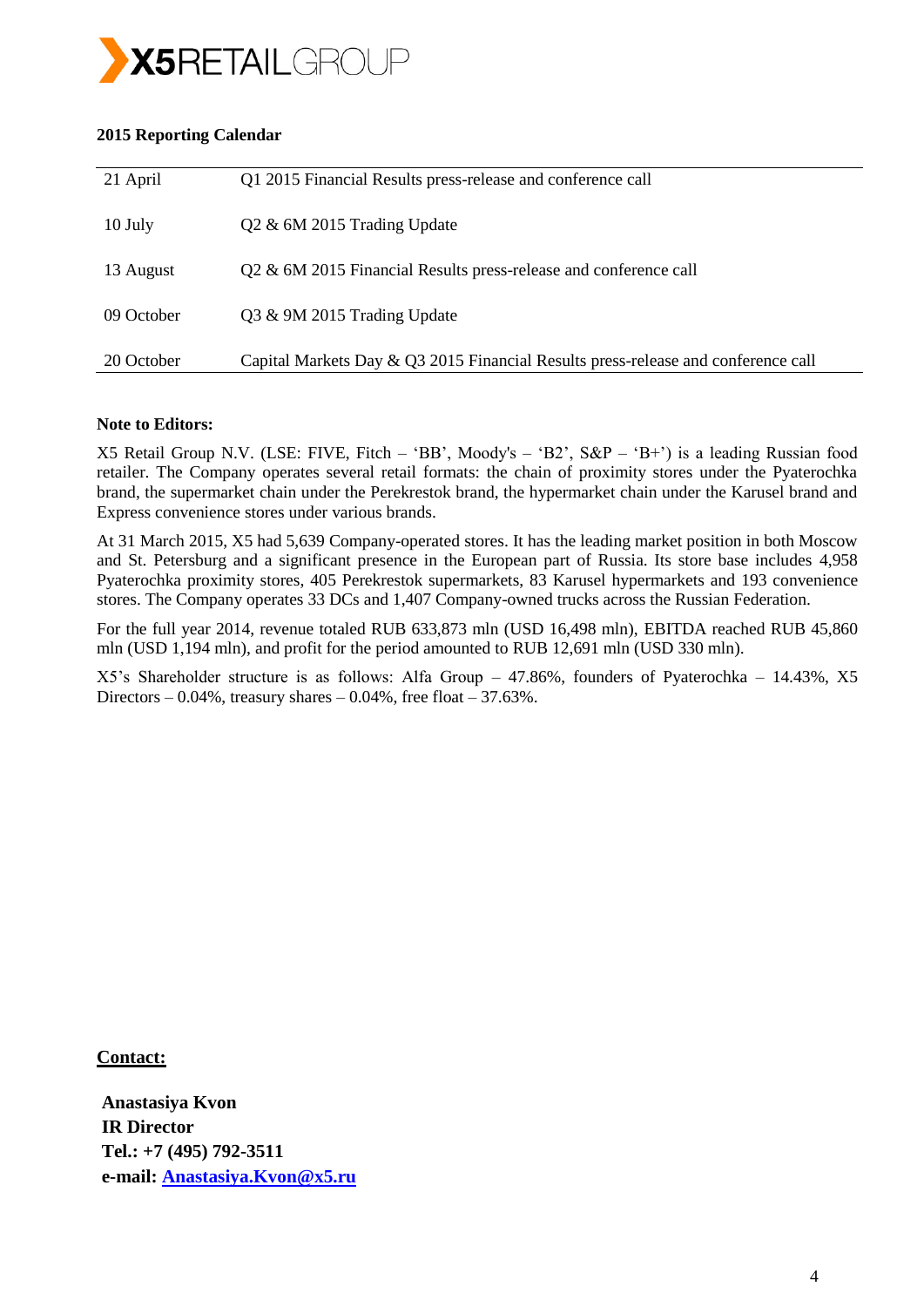**2015 Reporting Calendar**

| | |
|---|---|
| 21 April | Q1 2015 Financial Results press-release and conference call |
| 10 July | Q2 & 6M 2015 Trading Update |
| 13 August | Q2 & 6M 2015 Financial Results press-release and conference call |
| 09 October | Q3 & 9M 2015 Trading Update |
| 20 October | Capital Markets Day & Q3 2015 Financial Results press-release and conference call |

**Note to Editors:**

X5 Retail Group N.V. (LSE: FIVE, Fitch – 'BB', Moody's – 'B2', S&P – 'B+') is a leading Russian food retailer. The Company operates several retail formats: the chain of proximity stores under the Pyaterochka brand, the supermarket chain under the Perekrestok brand, the hypermarket chain under the Karusel brand and Express convenience stores under various brands.

At 31 March 2015, X5 had 5,639 Company-operated stores. It has the leading market position in both Moscow and St. Petersburg and a significant presence in the European part of Russia. Its store base includes 4,958 Pyaterochka proximity stores, 405 Perekrestok supermarkets, 83 Karusel hypermarkets and 193 convenience stores. The Company operates 33 DCs and 1,407 Company-owned trucks across the Russian Federation.

For the full year 2014, revenue totaled RUB 633,873 mln (USD 16,498 mln), EBITDA reached RUB 45,860 mln (USD 1,194 mln), and profit for the period amounted to RUB 12,691 mln (USD 330 mln).

X5's Shareholder structure is as follows: Alfa Group – 47.86%, founders of Pyaterochka – 14.43%, X5 Directors – 0.04%, treasury shares – 0.04%, free float – 37.63%.

**Contact:**

**Anastasiya Kvon**
**IR Director**
**Tel.: +7 (495) 792-3511**
**e-mail: Anastasiya.Kvon@x5.ru**